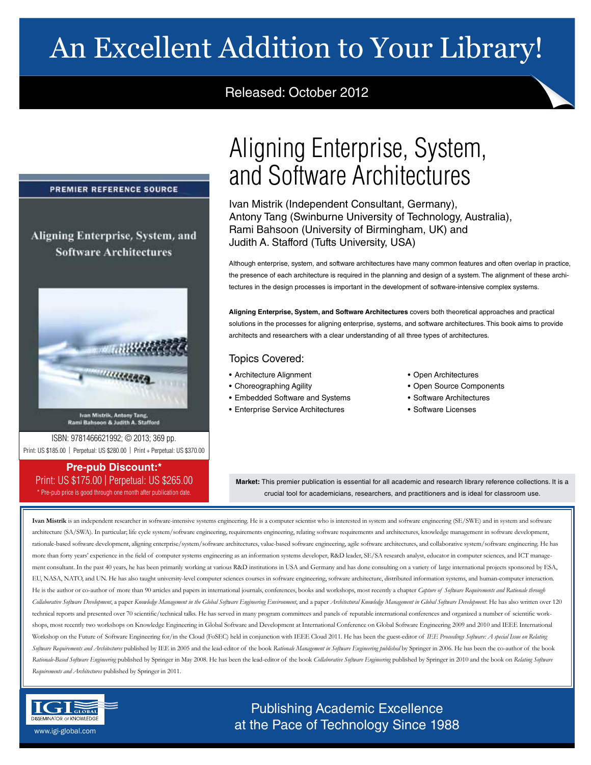# An Excellent Addition to Your Library!

Released: October 2012

PREMIER REFERENCE SOURCE

Aligning Enterprise, System, and Software Architectures

Ivan Mistrik, Antony Tang, Rami Bahsoon & Judith A. Stafford

ISBN: 9781466621992; © 2013; 369 pp.

Print: US $185.00 | Perpetual: US $280.00 | Print + Perpetual: US $370.00

**Pre-pub Discount:***

Print: US $175.00 | Perpetual: US $265.00

\* Pre-pub price is good through one month after publication date.

## Aligning Enterprise, System, and Software Architectures

Ivan Mistrik (Independent Consultant, Germany),
Antony Tang (Swinburne University of Technology, Australia),
Rami Bahsoon (University of Birmingham, UK) and
Judith A. Stafford (Tufts University, USA)

Although enterprise, system, and software architectures have many common features and often overlap in practice, the presence of each architecture is required in the planning and design of a system. The alignment of these architectures in the design processes is important in the development of software-intensive complex systems.

**Aligning Enterprise, System, and Software Architectures** covers both theoretical approaches and practical solutions in the processes for aligning enterprise, systems, and software architectures. This book aims to provide architects and researchers with a clear understanding of all three types of architectures.

### Topics Covered:

- Architecture Alignment
- Choreographing Agility
- Embedded Software and Systems
- Enterprise Service Architectures
- Open Architectures
- Open Source Components
- Software Architectures
- Software Licenses

**Market:** This premier publication is essential for all academic and research library reference collections. It is a crucial tool for academicians, researchers, and practitioners and is ideal for classroom use.

**Ivan Mistrík** is an independent researcher in software-intensive systems engineering. He is a computer scientist who is interested in system and software engineering (SE/SWE) and in system and software architecture (SA/SWA). In particular; life cycle system/software engineering, requirements engineering, relating software requirements and architectures, knowledge management in software development, rationale-based software development, aligning enterprise/system/software architectures, value-based software engineering, agile software architectures, and collaborative system/software engineering. He has more than forty years' experience in the field of computer systems engineering as an information systems developer, R&D leader, SE/SA research analyst, educator in computer sciences, and ICT management consultant. In the past 40 years, he has been primarily working at various R&D institutions in USA and Germany and has done consulting on a variety of large international projects sponsored by ESA, EU, NASA, NATO, and UN. He has also taught university-level computer sciences courses in software engineering, software architecture, distributed information systems, and human-computer interaction. He is the author or co-author of more than 90 articles and papers in international journals, conferences, books and workshops, most recently a chapter *Capture of Software Requirements and Rationale through Collaborative Software Development*, a paper *Knowledge Management in the Global Software Engineering Environment*, and a paper *Architectural Knowledge Management in Global Software Development*. He has also written over 120 technical reports and presented over 70 scientific/technical talks. He has served in many program committees and panels of reputable international conferences and organized a number of scientific workshops, most recently two workshops on Knowledge Engineering in Global Software and Development at International Conference on Global Software Engineering 2009 and 2010 and IEEE International Workshop on the Future of Software Engineering for/in the Cloud (FoSEC) held in conjunction with IEEE Cloud 2011. He has been the guest-editor of *IEE Proceedings Software: A special Issue on Relating Software Requirements and Architectures* published by IEE in 2005 and the lead-editor of the book *Rationale Management in Software Engineering published* by Springer in 2006. He has been the co-author of the book *Rationale-Based Software Engineering* published by Springer in May 2008. He has been the lead-editor of the book *Collaborative Software Engineering* published by Springer in 2010 and the book on *Relating Software Requirements and Architectures* published by Springer in 2011.

IGI GLOBAL — DISSEMINATOR OF KNOWLEDGE

www.igi-global.com

Publishing Academic Excellence at the Pace of Technology Since 1988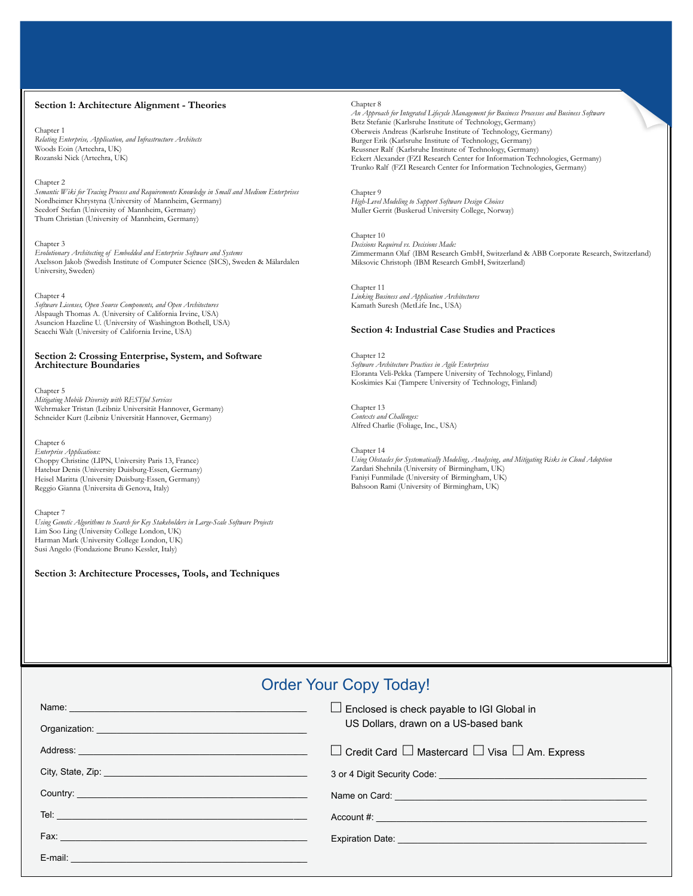## Section 1: Architecture Alignment - Theories

Chapter 1
*Relating Enterprise, Application, and Infrastructure Architects*
Woods Eoin (Artechra, UK)
Rozanski Nick (Artechra, UK)

Chapter 2
*Semantic Wiki for Tracing Process and Requirements Knowledge in Small and Medium Enterprises*
Nordheimer Khrystyna (University of Mannheim, Germany)
Seedorf Stefan (University of Mannheim, Germany)
Thum Christian (University of Mannheim, Germany)

Chapter 3
*Evolutionary Architecting of Embedded and Enterprise Software and Systems*
Axelsson Jakob (Swedish Institute of Computer Science (SICS), Sweden & Mälardalen University, Sweden)

Chapter 4
*Software Licenses, Open Source Components, and Open Architectures*
Alspaugh Thomas A. (University of California Irvine, USA)
Asuncion Hazeline U. (University of Washington Bothell, USA)
Scacchi Walt (University of California Irvine, USA)

## Section 2: Crossing Enterprise, System, and Software Architecture Boundaries

Chapter 5
*Mitigating Mobile Diversity with RESTful Services*
Wehrmaker Tristan (Leibniz Universität Hannover, Germany)
Schneider Kurt (Leibniz Universität Hannover, Germany)

Chapter 6
*Enterprise Applications:*
Choppy Christine (LIPN, University Paris 13, France)
Hatebur Denis (University Duisburg-Essen, Germany)
Heisel Maritta (University Duisburg-Essen, Germany)
Reggio Gianna (Universita di Genova, Italy)

Chapter 7
*Using Genetic Algorithms to Search for Key Stakeholders in Large-Scale Software Projects*
Lim Soo Ling (University College London, UK)
Harman Mark (University College London, UK)
Susi Angelo (Fondazione Bruno Kessler, Italy)

## Section 3: Architecture Processes, Tools, and Techniques

Chapter 8
*An Approach for Integrated Lifecycle Management for Business Processes and Business Software*
Betz Stefanie (Karlsruhe Institute of Technology, Germany)
Oberweis Andreas (Karlsruhe Institute of Technology, Germany)
Burger Erik (Karlsruhe Institute of Technology, Germany)
Reussner Ralf (Karlsruhe Institute of Technology, Germany)
Eckert Alexander (FZI Research Center for Information Technologies, Germany)
Trunko Ralf (FZI Research Center for Information Technologies, Germany)

Chapter 9
*High-Level Modeling to Support Software Design Choices*
Muller Gerrit (Buskerud University College, Norway)

Chapter 10
*Decisions Required vs. Decisions Made:*
Zimmermann Olaf (IBM Research GmbH, Switzerland & ABB Corporate Research, Switzerland)
Miksovic Christoph (IBM Research GmbH, Switzerland)

Chapter 11
*Linking Business and Application Architectures*
Kamath Suresh (MetLife Inc., USA)

## Section 4: Industrial Case Studies and Practices

Chapter 12
*Software Architecture Practices in Agile Enterprises*
Eloranta Veli-Pekka (Tampere University of Technology, Finland)
Koskimies Kai (Tampere University of Technology, Finland)

Chapter 13
*Contexts and Challenges:*
Alfred Charlie (Foliage, Inc., USA)

Chapter 14
*Using Obstacles for Systematically Modeling, Analysing, and Mitigating Risks in Cloud Adoption*
Zardari Shehnila (University of Birmingham, UK)
Faniyi Funmilade (University of Birmingham, UK)
Bahsoon Rami (University of Birmingham, UK)

## Order Your Copy Today!

Name: ______________________________

Organization: ______________________________

Address: ______________________________

City, State, Zip: ______________________________

Country: ______________________________

Tel: ______________________________

Fax: ______________________________

E-mail: ______________________________

☐ Enclosed is check payable to IGI Global in US Dollars, drawn on a US-based bank

☐ Credit Card ☐ Mastercard ☐ Visa ☐ Am. Express

3 or 4 Digit Security Code: ______________________________

Name on Card: ______________________________

Account #: ______________________________

Expiration Date: ______________________________